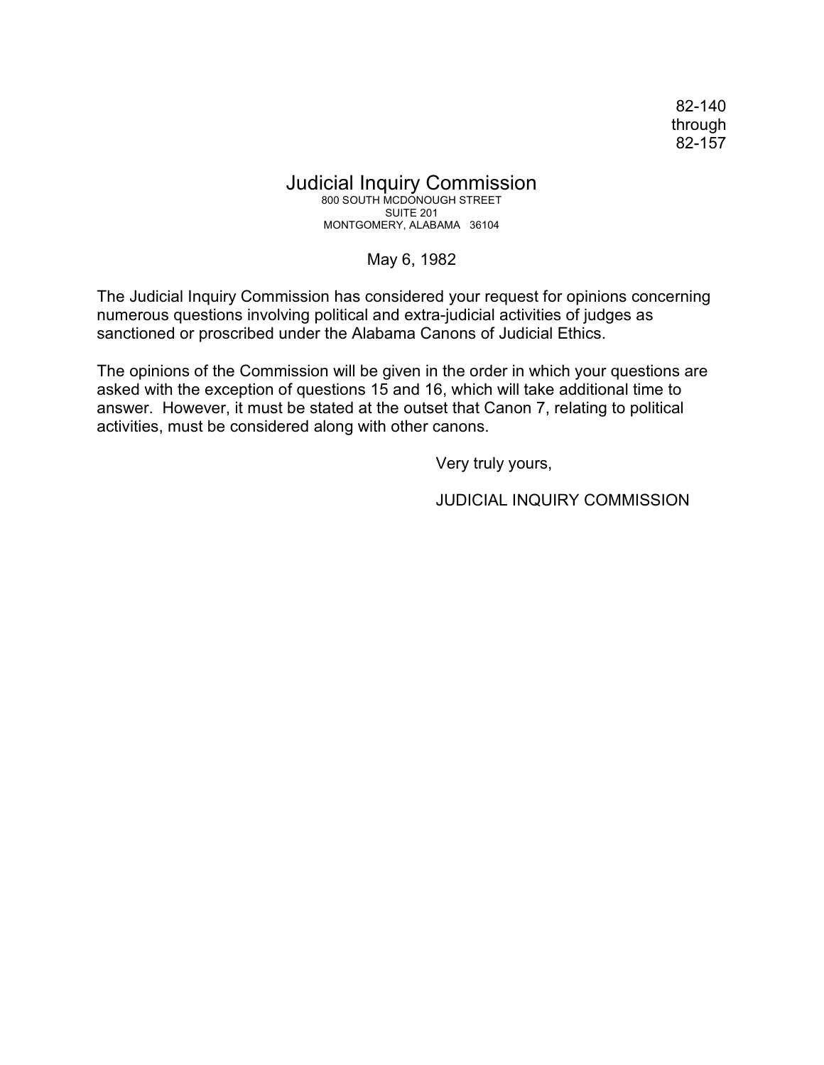82-140
through
82-157

# Judicial Inquiry Commission

800 SOUTH MCDONOUGH STREET
SUITE 201
MONTGOMERY, ALABAMA 36104

May 6, 1982

The Judicial Inquiry Commission has considered your request for opinions concerning numerous questions involving political and extra-judicial activities of judges as sanctioned or proscribed under the Alabama Canons of Judicial Ethics.

The opinions of the Commission will be given in the order in which your questions are asked with the exception of questions 15 and 16, which will take additional time to answer. However, it must be stated at the outset that Canon 7, relating to political activities, must be considered along with other canons.

Very truly yours,

JUDICIAL INQUIRY COMMISSION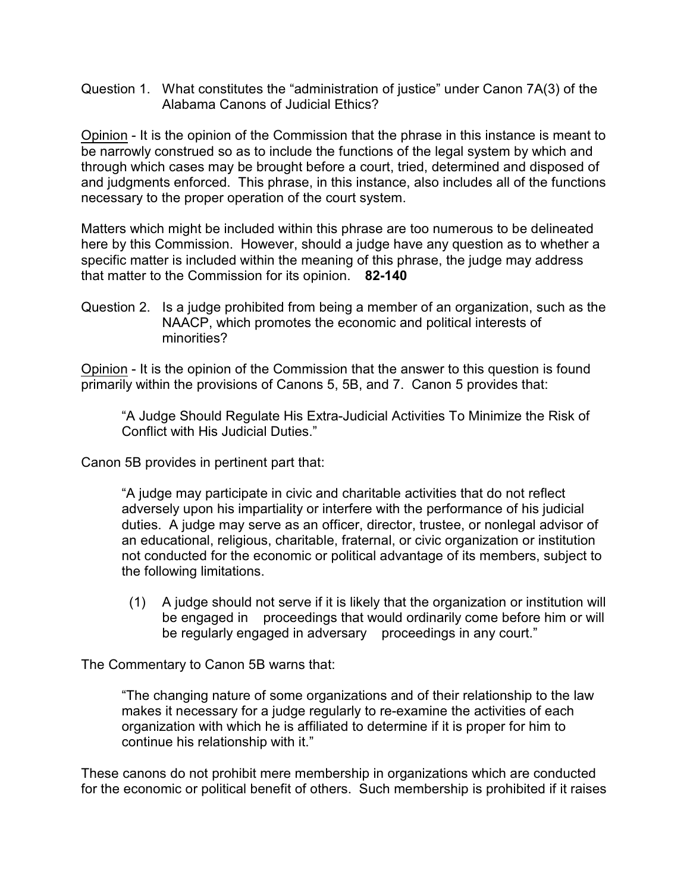Question 1. What constitutes the "administration of justice" under Canon 7A(3) of the Alabama Canons of Judicial Ethics?

Opinion - It is the opinion of the Commission that the phrase in this instance is meant to be narrowly construed so as to include the functions of the legal system by which and through which cases may be brought before a court, tried, determined and disposed of and judgments enforced. This phrase, in this instance, also includes all of the functions necessary to the proper operation of the court system.

Matters which might be included within this phrase are too numerous to be delineated here by this Commission. However, should a judge have any question as to whether a specific matter is included within the meaning of this phrase, the judge may address that matter to the Commission for its opinion. **82-140**

Question 2. Is a judge prohibited from being a member of an organization, such as the NAACP, which promotes the economic and political interests of minorities?

Opinion - It is the opinion of the Commission that the answer to this question is found primarily within the provisions of Canons 5, 5B, and 7. Canon 5 provides that:

> "A Judge Should Regulate His Extra-Judicial Activities To Minimize the Risk of Conflict with His Judicial Duties."

Canon 5B provides in pertinent part that:

> "A judge may participate in civic and charitable activities that do not reflect adversely upon his impartiality or interfere with the performance of his judicial duties. A judge may serve as an officer, director, trustee, or nonlegal advisor of an educational, religious, charitable, fraternal, or civic organization or institution not conducted for the economic or political advantage of its members, subject to the following limitations.
>
> (1) A judge should not serve if it is likely that the organization or institution will be engaged in proceedings that would ordinarily come before him or will be regularly engaged in adversary proceedings in any court."

The Commentary to Canon 5B warns that:

> "The changing nature of some organizations and of their relationship to the law makes it necessary for a judge regularly to re-examine the activities of each organization with which he is affiliated to determine if it is proper for him to continue his relationship with it."

These canons do not prohibit mere membership in organizations which are conducted for the economic or political benefit of others. Such membership is prohibited if it raises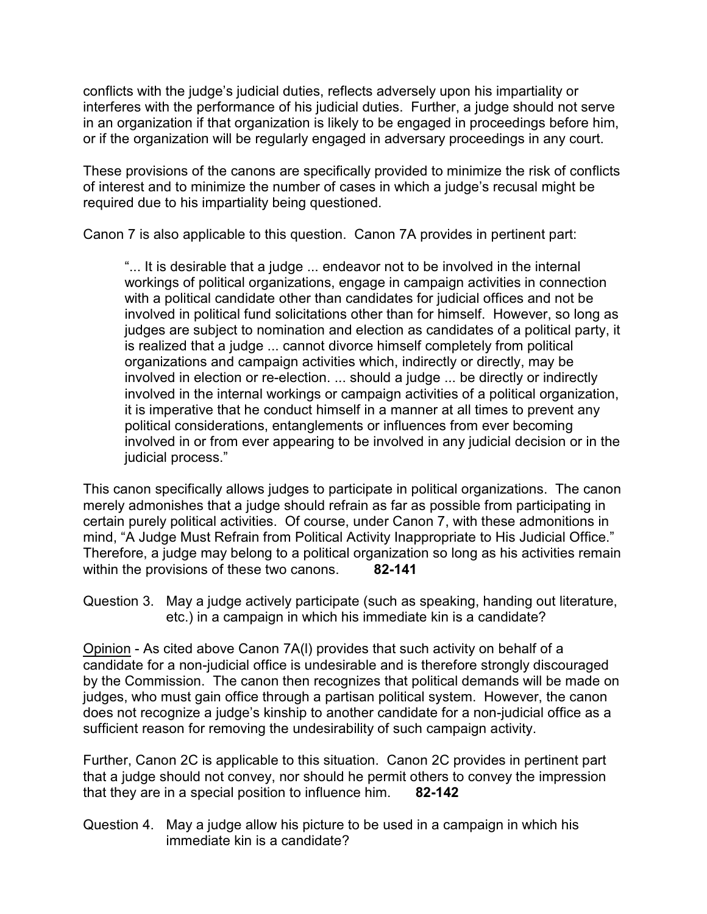conflicts with the judge's judicial duties, reflects adversely upon his impartiality or interferes with the performance of his judicial duties. Further, a judge should not serve in an organization if that organization is likely to be engaged in proceedings before him, or if the organization will be regularly engaged in adversary proceedings in any court.

These provisions of the canons are specifically provided to minimize the risk of conflicts of interest and to minimize the number of cases in which a judge's recusal might be required due to his impartiality being questioned.

Canon 7 is also applicable to this question. Canon 7A provides in pertinent part:

> "... It is desirable that a judge ... endeavor not to be involved in the internal workings of political organizations, engage in campaign activities in connection with a political candidate other than candidates for judicial offices and not be involved in political fund solicitations other than for himself. However, so long as judges are subject to nomination and election as candidates of a political party, it is realized that a judge ... cannot divorce himself completely from political organizations and campaign activities which, indirectly or directly, may be involved in election or re-election. ... should a judge ... be directly or indirectly involved in the internal workings or campaign activities of a political organization, it is imperative that he conduct himself in a manner at all times to prevent any political considerations, entanglements or influences from ever becoming involved in or from ever appearing to be involved in any judicial decision or in the judicial process."

This canon specifically allows judges to participate in political organizations. The canon merely admonishes that a judge should refrain as far as possible from participating in certain purely political activities. Of course, under Canon 7, with these admonitions in mind, "A Judge Must Refrain from Political Activity Inappropriate to His Judicial Office." Therefore, a judge may belong to a political organization so long as his activities remain within the provisions of these two canons. **82-141**

Question 3. May a judge actively participate (such as speaking, handing out literature, etc.) in a campaign in which his immediate kin is a candidate?

Opinion - As cited above Canon 7A(l) provides that such activity on behalf of a candidate for a non-judicial office is undesirable and is therefore strongly discouraged by the Commission. The canon then recognizes that political demands will be made on judges, who must gain office through a partisan political system. However, the canon does not recognize a judge's kinship to another candidate for a non-judicial office as a sufficient reason for removing the undesirability of such campaign activity.

Further, Canon 2C is applicable to this situation. Canon 2C provides in pertinent part that a judge should not convey, nor should he permit others to convey the impression that they are in a special position to influence him. **82-142**

Question 4. May a judge allow his picture to be used in a campaign in which his immediate kin is a candidate?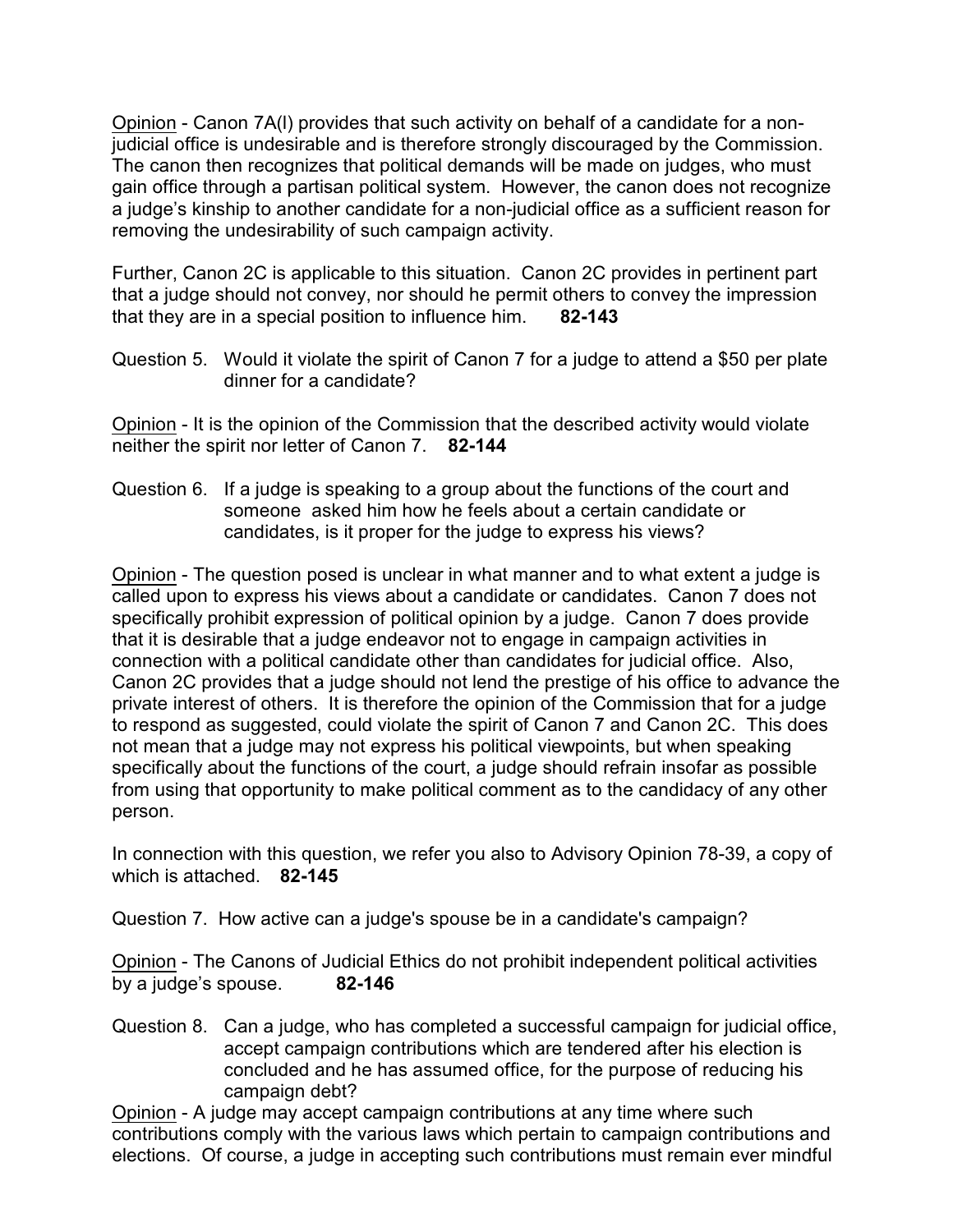Opinion - Canon 7A(l) provides that such activity on behalf of a candidate for a non-judicial office is undesirable and is therefore strongly discouraged by the Commission. The canon then recognizes that political demands will be made on judges, who must gain office through a partisan political system. However, the canon does not recognize a judge's kinship to another candidate for a non-judicial office as a sufficient reason for removing the undesirability of such campaign activity.

Further, Canon 2C is applicable to this situation. Canon 2C provides in pertinent part that a judge should not convey, nor should he permit others to convey the impression that they are in a special position to influence him. **82-143**

Question 5. Would it violate the spirit of Canon 7 for a judge to attend a $50 per plate dinner for a candidate?

Opinion - It is the opinion of the Commission that the described activity would violate neither the spirit nor letter of Canon 7. **82-144**

Question 6. If a judge is speaking to a group about the functions of the court and someone asked him how he feels about a certain candidate or candidates, is it proper for the judge to express his views?

Opinion - The question posed is unclear in what manner and to what extent a judge is called upon to express his views about a candidate or candidates. Canon 7 does not specifically prohibit expression of political opinion by a judge. Canon 7 does provide that it is desirable that a judge endeavor not to engage in campaign activities in connection with a political candidate other than candidates for judicial office. Also, Canon 2C provides that a judge should not lend the prestige of his office to advance the private interest of others. It is therefore the opinion of the Commission that for a judge to respond as suggested, could violate the spirit of Canon 7 and Canon 2C. This does not mean that a judge may not express his political viewpoints, but when speaking specifically about the functions of the court, a judge should refrain insofar as possible from using that opportunity to make political comment as to the candidacy of any other person.

In connection with this question, we refer you also to Advisory Opinion 78-39, a copy of which is attached. **82-145**

Question 7. How active can a judge's spouse be in a candidate's campaign?

Opinion - The Canons of Judicial Ethics do not prohibit independent political activities by a judge's spouse. **82-146**

Question 8. Can a judge, who has completed a successful campaign for judicial office, accept campaign contributions which are tendered after his election is concluded and he has assumed office, for the purpose of reducing his campaign debt?

Opinion - A judge may accept campaign contributions at any time where such contributions comply with the various laws which pertain to campaign contributions and elections. Of course, a judge in accepting such contributions must remain ever mindful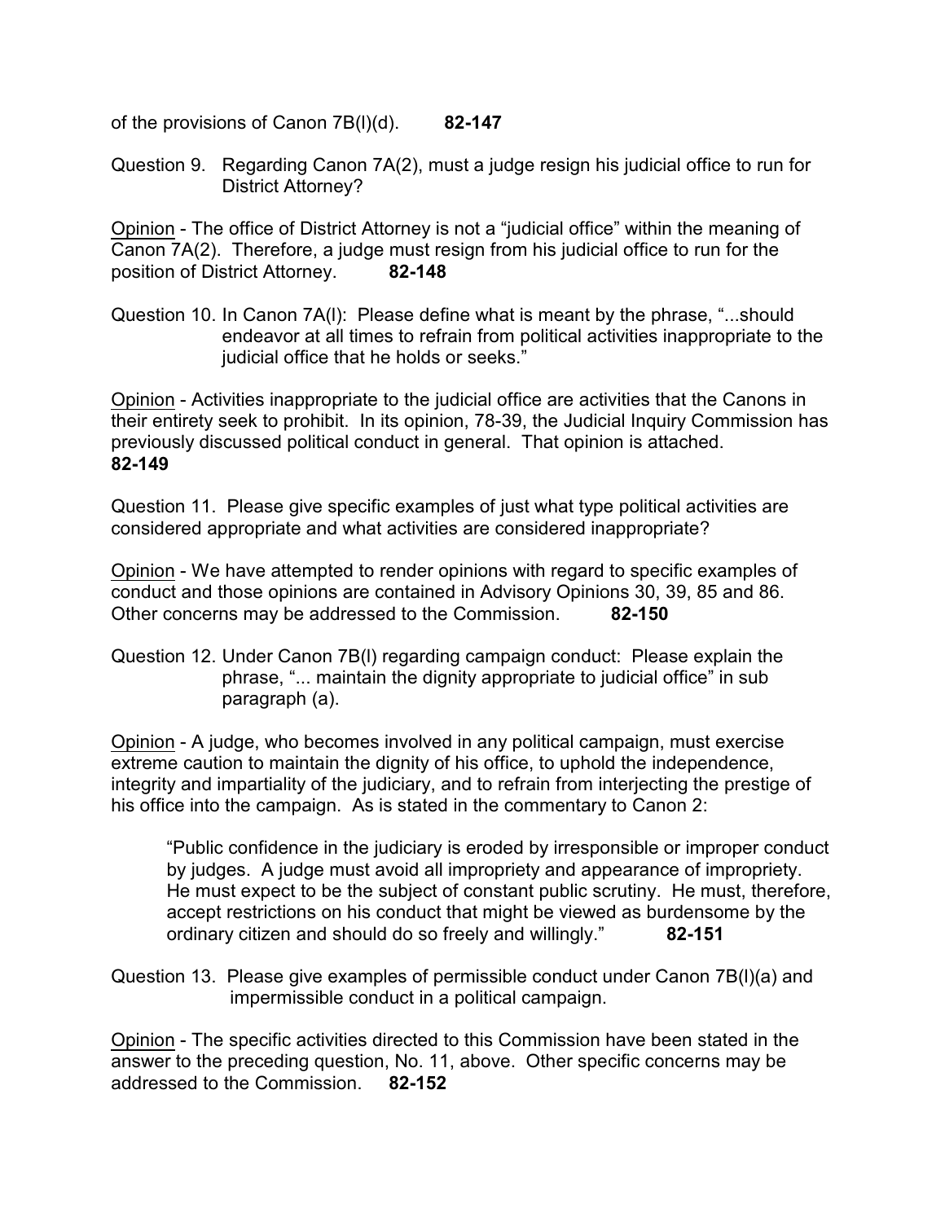of the provisions of Canon 7B(l)(d). **82-147**

Question 9. Regarding Canon 7A(2), must a judge resign his judicial office to run for District Attorney?

Opinion - The office of District Attorney is not a "judicial office" within the meaning of Canon 7A(2). Therefore, a judge must resign from his judicial office to run for the position of District Attorney. **82-148**

Question 10. In Canon 7A(l): Please define what is meant by the phrase, "...should endeavor at all times to refrain from political activities inappropriate to the judicial office that he holds or seeks."

Opinion - Activities inappropriate to the judicial office are activities that the Canons in their entirety seek to prohibit. In its opinion, 78-39, the Judicial Inquiry Commission has previously discussed political conduct in general. That opinion is attached. **82-149**

Question 11. Please give specific examples of just what type political activities are considered appropriate and what activities are considered inappropriate?

Opinion - We have attempted to render opinions with regard to specific examples of conduct and those opinions are contained in Advisory Opinions 30, 39, 85 and 86. Other concerns may be addressed to the Commission. **82-150**

Question 12. Under Canon 7B(l) regarding campaign conduct: Please explain the phrase, "... maintain the dignity appropriate to judicial office" in sub paragraph (a).

Opinion - A judge, who becomes involved in any political campaign, must exercise extreme caution to maintain the dignity of his office, to uphold the independence, integrity and impartiality of the judiciary, and to refrain from interjecting the prestige of his office into the campaign. As is stated in the commentary to Canon 2:

> "Public confidence in the judiciary is eroded by irresponsible or improper conduct by judges. A judge must avoid all impropriety and appearance of impropriety. He must expect to be the subject of constant public scrutiny. He must, therefore, accept restrictions on his conduct that might be viewed as burdensome by the ordinary citizen and should do so freely and willingly." **82-151**

Question 13. Please give examples of permissible conduct under Canon 7B(l)(a) and impermissible conduct in a political campaign.

Opinion - The specific activities directed to this Commission have been stated in the answer to the preceding question, No. 11, above. Other specific concerns may be addressed to the Commission. **82-152**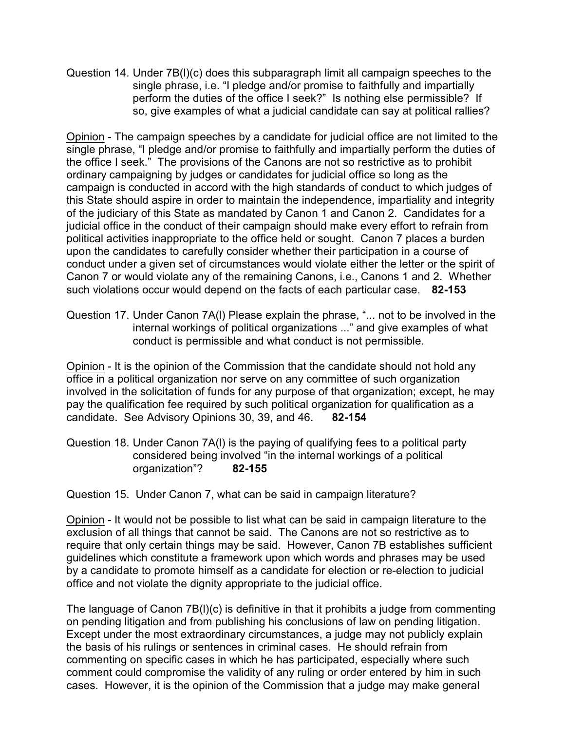Question 14. Under 7B(l)(c) does this subparagraph limit all campaign speeches to the single phrase, i.e. "I pledge and/or promise to faithfully and impartially perform the duties of the office I seek?" Is nothing else permissible? If so, give examples of what a judicial candidate can say at political rallies?

<u>Opinion</u> - The campaign speeches by a candidate for judicial office are not limited to the single phrase, "I pledge and/or promise to faithfully and impartially perform the duties of the office I seek." The provisions of the Canons are not so restrictive as to prohibit ordinary campaigning by judges or candidates for judicial office so long as the campaign is conducted in accord with the high standards of conduct to which judges of this State should aspire in order to maintain the independence, impartiality and integrity of the judiciary of this State as mandated by Canon 1 and Canon 2. Candidates for a judicial office in the conduct of their campaign should make every effort to refrain from political activities inappropriate to the office held or sought. Canon 7 places a burden upon the candidates to carefully consider whether their participation in a course of conduct under a given set of circumstances would violate either the letter or the spirit of Canon 7 or would violate any of the remaining Canons, i.e., Canons 1 and 2. Whether such violations occur would depend on the facts of each particular case. **82-153**

Question 17. Under Canon 7A(l) Please explain the phrase, "... not to be involved in the internal workings of political organizations ..." and give examples of what conduct is permissible and what conduct is not permissible.

<u>Opinion</u> - It is the opinion of the Commission that the candidate should not hold any office in a political organization nor serve on any committee of such organization involved in the solicitation of funds for any purpose of that organization; except, he may pay the qualification fee required by such political organization for qualification as a candidate. See Advisory Opinions 30, 39, and 46. **82-154**

Question 18. Under Canon 7A(l) is the paying of qualifying fees to a political party considered being involved "in the internal workings of a political organization"? **82-155**

Question 15. Under Canon 7, what can be said in campaign literature?

<u>Opinion</u> - It would not be possible to list what can be said in campaign literature to the exclusion of all things that cannot be said. The Canons are not so restrictive as to require that only certain things may be said. However, Canon 7B establishes sufficient guidelines which constitute a framework upon which words and phrases may be used by a candidate to promote himself as a candidate for election or re-election to judicial office and not violate the dignity appropriate to the judicial office.

The language of Canon 7B(l)(c) is definitive in that it prohibits a judge from commenting on pending litigation and from publishing his conclusions of law on pending litigation. Except under the most extraordinary circumstances, a judge may not publicly explain the basis of his rulings or sentences in criminal cases. He should refrain from commenting on specific cases in which he has participated, especially where such comment could compromise the validity of any ruling or order entered by him in such cases. However, it is the opinion of the Commission that a judge may make general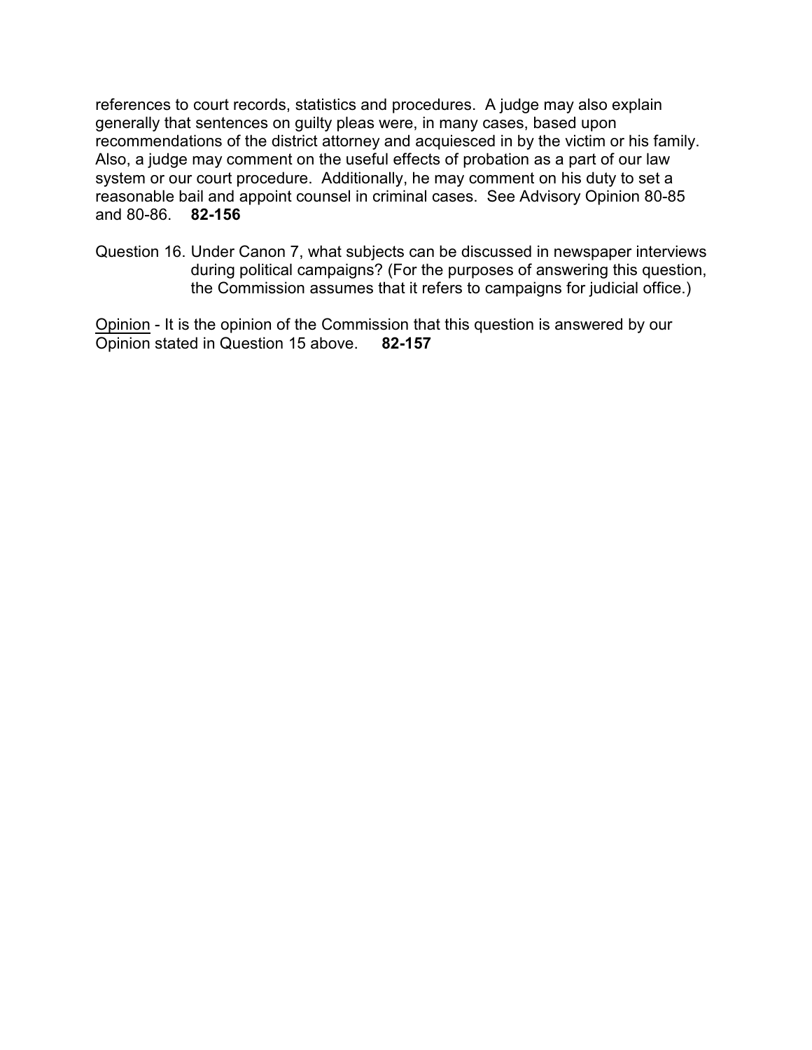references to court records, statistics and procedures. A judge may also explain generally that sentences on guilty pleas were, in many cases, based upon recommendations of the district attorney and acquiesced in by the victim or his family. Also, a judge may comment on the useful effects of probation as a part of our law system or our court procedure. Additionally, he may comment on his duty to set a reasonable bail and appoint counsel in criminal cases. See Advisory Opinion 80-85 and 80-86. **82-156**

Question 16. Under Canon 7, what subjects can be discussed in newspaper interviews during political campaigns? (For the purposes of answering this question, the Commission assumes that it refers to campaigns for judicial office.)

Opinion - It is the opinion of the Commission that this question is answered by our Opinion stated in Question 15 above. **82-157**